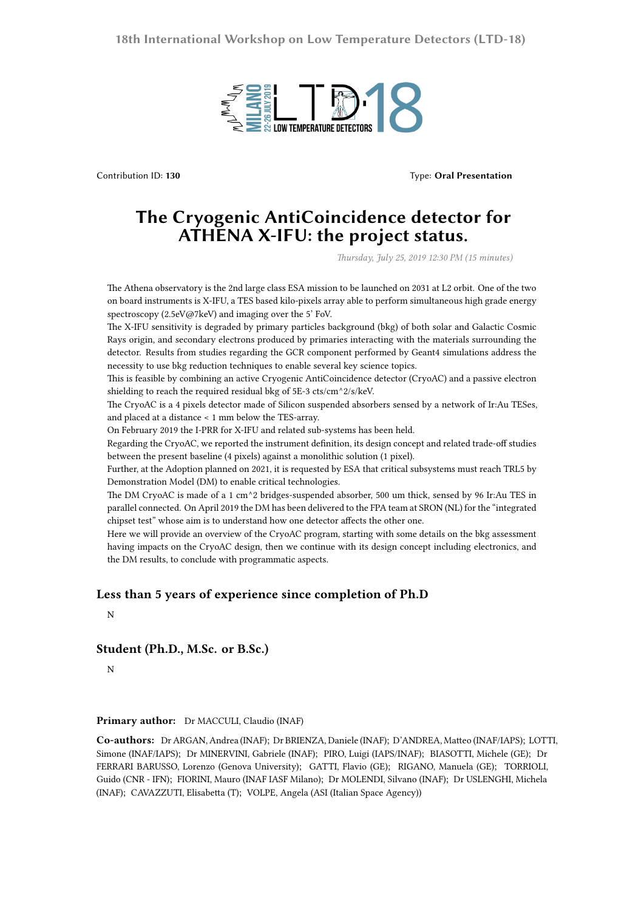Contribution ID: **130**

Type: **Oral Presentation**

# The Cryogenic AntiCoincidence detector for ATHENA X-IFU: the project status.

*Thursday, July 25, 2019 12:30 PM (15 minutes)*

The Athena observatory is the 2nd large class ESA mission to be launched on 2031 at L2 orbit. One of the two on board instruments is X-IFU, a TES based kilo-pixels array able to perform simultaneous high grade energy spectroscopy (2.5eV@7keV) and imaging over the 5' FoV.

The X-IFU sensitivity is degraded by primary particles background (bkg) of both solar and Galactic Cosmic Rays origin, and secondary electrons produced by primaries interacting with the materials surrounding the detector. Results from studies regarding the GCR component performed by Geant4 simulations address the necessity to use bkg reduction techniques to enable several key science topics.

This is feasible by combining an active Cryogenic AntiCoincidence detector (CryoAC) and a passive electron shielding to reach the required residual bkg of 5E-3 cts/cm^2/s/keV.

The CryoAC is a 4 pixels detector made of Silicon suspended absorbers sensed by a network of Ir:Au TESes, and placed at a distance < 1 mm below the TES-array.

On February 2019 the I-PRR for X-IFU and related sub-systems has been held.

Regarding the CryoAC, we reported the instrument definition, its design concept and related trade-off studies between the present baseline (4 pixels) against a monolithic solution (1 pixel).

Further, at the Adoption planned on 2021, it is requested by ESA that critical subsystems must reach TRL5 by Demonstration Model (DM) to enable critical technologies.

The DM CryoAC is made of a 1 cm^2 bridges-suspended absorber, 500 um thick, sensed by 96 Ir:Au TES in parallel connected. On April 2019 the DM has been delivered to the FPA team at SRON (NL) for the "integrated chipset test" whose aim is to understand how one detector affects the other one.

Here we will provide an overview of the CryoAC program, starting with some details on the bkg assessment having impacts on the CryoAC design, then we continue with its design concept including electronics, and the DM results, to conclude with programmatic aspects.

## Less than 5 years of experience since completion of Ph.D

N

## Student (Ph.D., M.Sc. or B.Sc.)

N

**Primary author:** Dr MACCULI, Claudio (INAF)

**Co-authors:** Dr ARGAN, Andrea (INAF); Dr BRIENZA, Daniele (INAF); D'ANDREA, Matteo (INAF/IAPS); LOTTI, Simone (INAF/IAPS); Dr MINERVINI, Gabriele (INAF); PIRO, Luigi (IAPS/INAF); BIASOTTI, Michele (GE); Dr FERRARI BARUSSO, Lorenzo (Genova University); GATTI, Flavio (GE); RIGANO, Manuela (GE); TORRIOLI, Guido (CNR - IFN); FIORINI, Mauro (INAF IASF Milano); Dr MOLENDI, Silvano (INAF); Dr USLENGHI, Michela (INAF); CAVAZZUTI, Elisabetta (T); VOLPE, Angela (ASI (Italian Space Agency))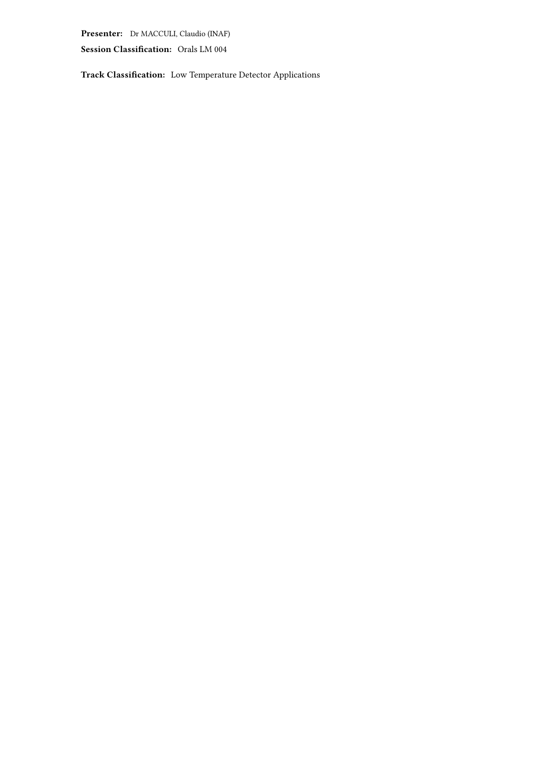**Presenter:** Dr MACCULI, Claudio (INAF)

**Session Classification:** Orals LM 004

**Track Classification:** Low Temperature Detector Applications